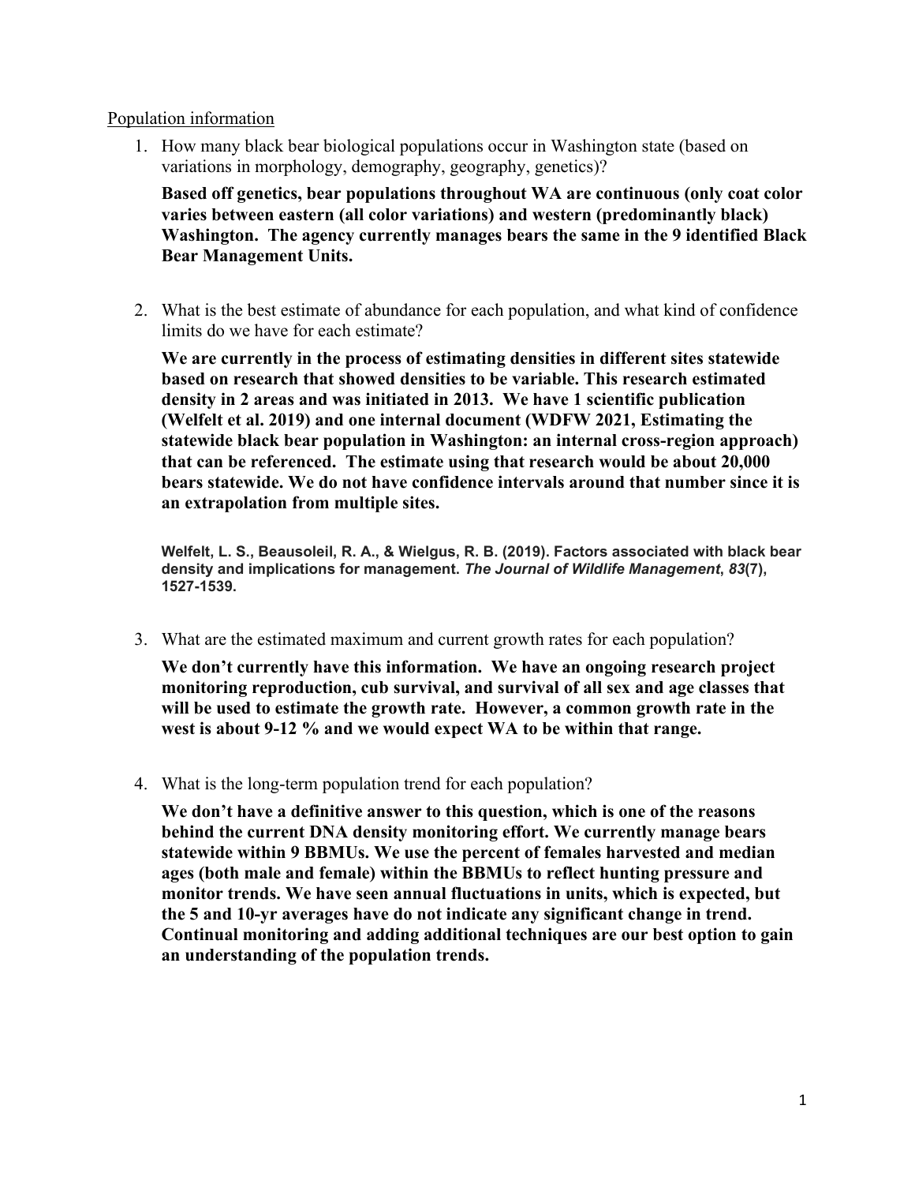Population information

1. How many black bear biological populations occur in Washington state (based on variations in morphology, demography, geography, genetics)?

   **Based off genetics, bear populations throughout WA are continuous (only coat color varies between eastern (all color variations) and western (predominantly black) Washington. The agency currently manages bears the same in the 9 identified Black Bear Management Units.**

2. What is the best estimate of abundance for each population, and what kind of confidence limits do we have for each estimate?

   **We are currently in the process of estimating densities in different sites statewide based on research that showed densities to be variable. This research estimated density in 2 areas and was initiated in 2013. We have 1 scientific publication (Welfelt et al. 2019) and one internal document (WDFW 2021, Estimating the statewide black bear population in Washington: an internal cross-region approach) that can be referenced. The estimate using that research would be about 20,000 bears statewide. We do not have confidence intervals around that number since it is an extrapolation from multiple sites.**

   **Welfelt, L. S., Beausoleil, R. A., & Wielgus, R. B. (2019). Factors associated with black bear density and implications for management. *The Journal of Wildlife Management*, *83*(7), 1527-1539.**

3. What are the estimated maximum and current growth rates for each population?

   **We don't currently have this information. We have an ongoing research project monitoring reproduction, cub survival, and survival of all sex and age classes that will be used to estimate the growth rate. However, a common growth rate in the west is about 9-12 % and we would expect WA to be within that range.**

4. What is the long-term population trend for each population?

   **We don't have a definitive answer to this question, which is one of the reasons behind the current DNA density monitoring effort. We currently manage bears statewide within 9 BBMUs. We use the percent of females harvested and median ages (both male and female) within the BBMUs to reflect hunting pressure and monitor trends. We have seen annual fluctuations in units, which is expected, but the 5 and 10-yr averages have do not indicate any significant change in trend. Continual monitoring and adding additional techniques are our best option to gain an understanding of the population trends.**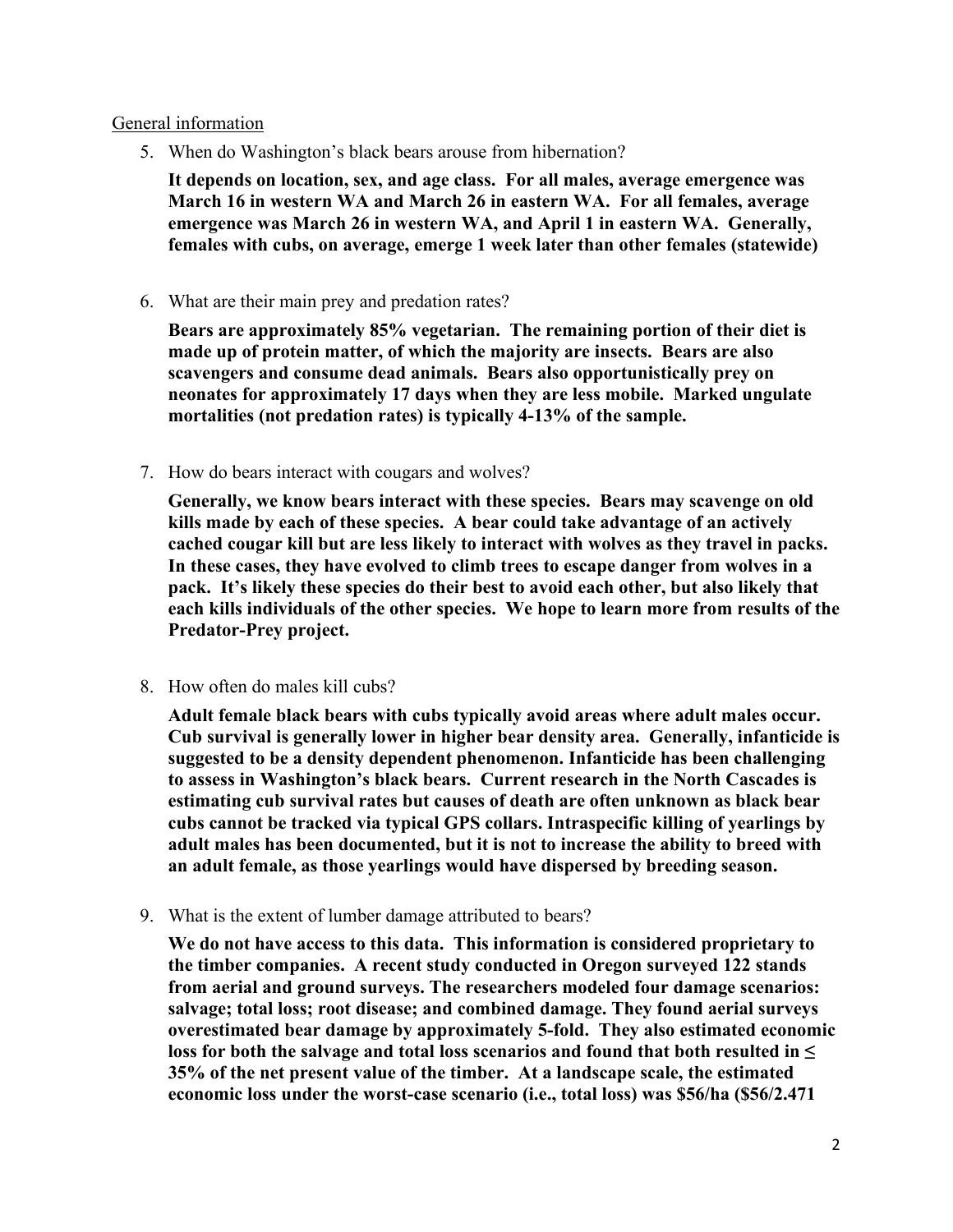<u>General information</u>

5. When do Washington's black bears arouse from hibernation?

   **It depends on location, sex, and age class. For all males, average emergence was March 16 in western WA and March 26 in eastern WA. For all females, average emergence was March 26 in western WA, and April 1 in eastern WA. Generally, females with cubs, on average, emerge 1 week later than other females (statewide)**

6. What are their main prey and predation rates?

   **Bears are approximately 85% vegetarian. The remaining portion of their diet is made up of protein matter, of which the majority are insects. Bears are also scavengers and consume dead animals. Bears also opportunistically prey on neonates for approximately 17 days when they are less mobile. Marked ungulate mortalities (not predation rates) is typically 4-13% of the sample.**

7. How do bears interact with cougars and wolves?

   **Generally, we know bears interact with these species. Bears may scavenge on old kills made by each of these species. A bear could take advantage of an actively cached cougar kill but are less likely to interact with wolves as they travel in packs. In these cases, they have evolved to climb trees to escape danger from wolves in a pack. It's likely these species do their best to avoid each other, but also likely that each kills individuals of the other species. We hope to learn more from results of the Predator-Prey project.**

8. How often do males kill cubs?

   **Adult female black bears with cubs typically avoid areas where adult males occur. Cub survival is generally lower in higher bear density area. Generally, infanticide is suggested to be a density dependent phenomenon. Infanticide has been challenging to assess in Washington's black bears. Current research in the North Cascades is estimating cub survival rates but causes of death are often unknown as black bear cubs cannot be tracked via typical GPS collars. Intraspecific killing of yearlings by adult males has been documented, but it is not to increase the ability to breed with an adult female, as those yearlings would have dispersed by breeding season.**

9. What is the extent of lumber damage attributed to bears?

   **We do not have access to this data. This information is considered proprietary to the timber companies. A recent study conducted in Oregon surveyed 122 stands from aerial and ground surveys. The researchers modeled four damage scenarios: salvage; total loss; root disease; and combined damage. They found aerial surveys overestimated bear damage by approximately 5-fold. They also estimated economic loss for both the salvage and total loss scenarios and found that both resulted in ≤ 35% of the net present value of the timber. At a landscape scale, the estimated economic loss under the worst-case scenario (i.e., total loss) was $56/ha ($56/2.471**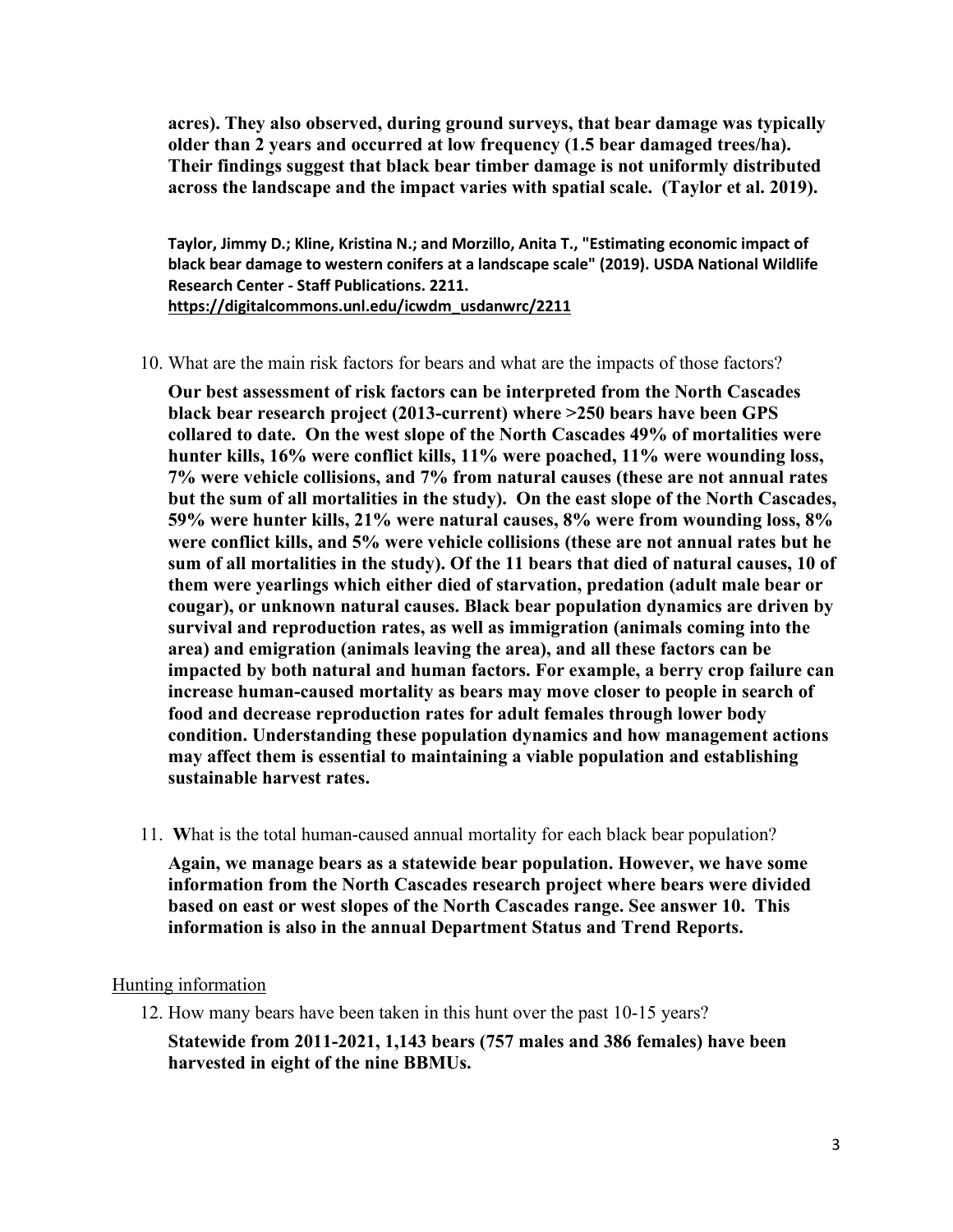**acres). They also observed, during ground surveys, that bear damage was typically older than 2 years and occurred at low frequency (1.5 bear damaged trees/ha). Their findings suggest that black bear timber damage is not uniformly distributed across the landscape and the impact varies with spatial scale. (Taylor et al. 2019).**

**Taylor, Jimmy D.; Kline, Kristina N.; and Morzillo, Anita T., "Estimating economic impact of black bear damage to western conifers at a landscape scale" (2019). USDA National Wildlife Research Center - Staff Publications. 2211. https://digitalcommons.unl.edu/icwdm_usdanwrc/2211**

10. What are the main risk factors for bears and what are the impacts of those factors?

    **Our best assessment of risk factors can be interpreted from the North Cascades black bear research project (2013-current) where >250 bears have been GPS collared to date. On the west slope of the North Cascades 49% of mortalities were hunter kills, 16% were conflict kills, 11% were poached, 11% were wounding loss, 7% were vehicle collisions, and 7% from natural causes (these are not annual rates but the sum of all mortalities in the study). On the east slope of the North Cascades, 59% were hunter kills, 21% were natural causes, 8% were from wounding loss, 8% were conflict kills, and 5% were vehicle collisions (these are not annual rates but he sum of all mortalities in the study). Of the 11 bears that died of natural causes, 10 of them were yearlings which either died of starvation, predation (adult male bear or cougar), or unknown natural causes. Black bear population dynamics are driven by survival and reproduction rates, as well as immigration (animals coming into the area) and emigration (animals leaving the area), and all these factors can be impacted by both natural and human factors. For example, a berry crop failure can increase human-caused mortality as bears may move closer to people in search of food and decrease reproduction rates for adult females through lower body condition. Understanding these population dynamics and how management actions may affect them is essential to maintaining a viable population and establishing sustainable harvest rates.**

11. **W**hat is the total human-caused annual mortality for each black bear population?

    **Again, we manage bears as a statewide bear population. However, we have some information from the North Cascades research project where bears were divided based on east or west slopes of the North Cascades range. See answer 10. This information is also in the annual Department Status and Trend Reports.**

<u>Hunting information</u>

12. How many bears have been taken in this hunt over the past 10-15 years?

    **Statewide from 2011-2021, 1,143 bears (757 males and 386 females) have been harvested in eight of the nine BBMUs.**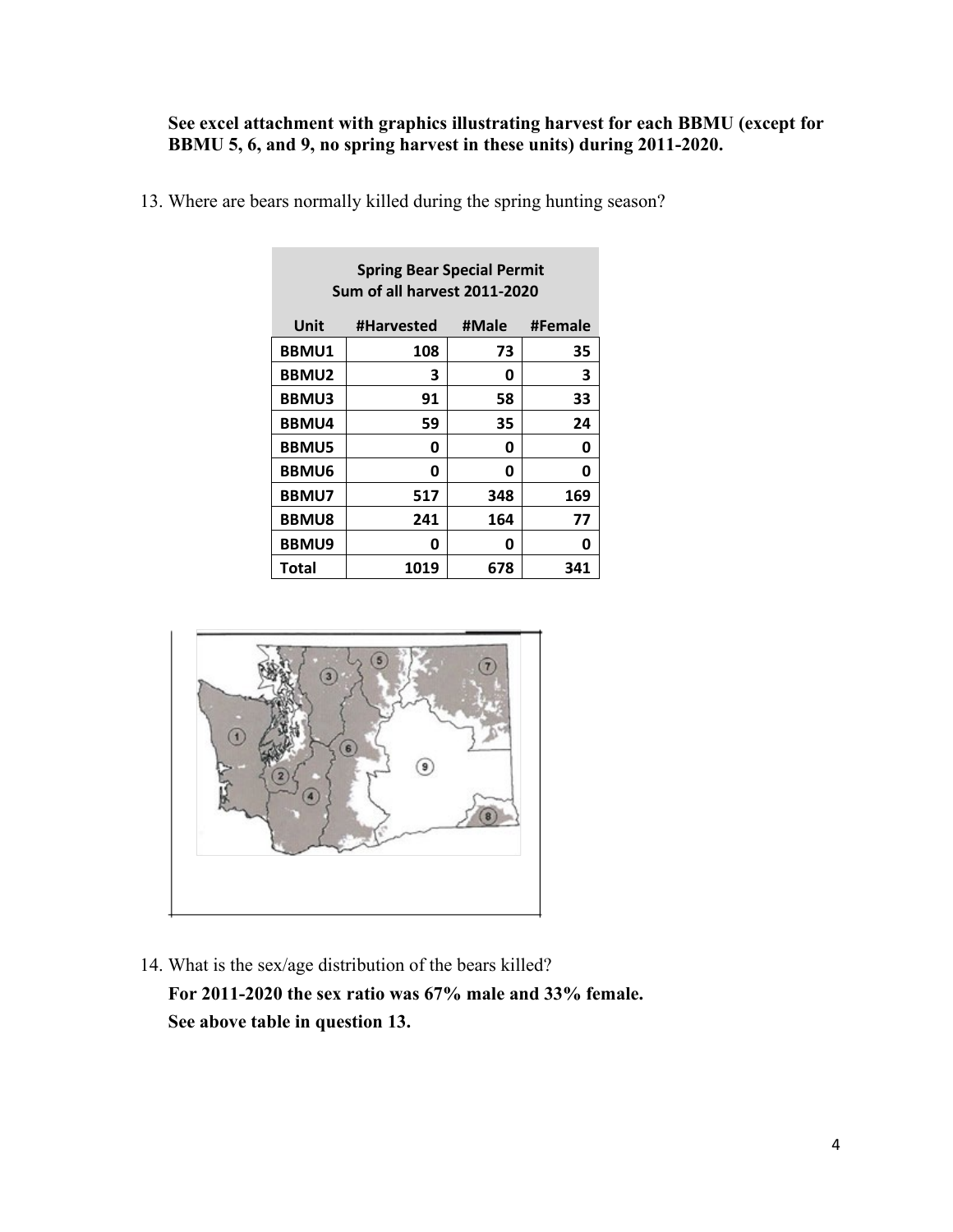**See excel attachment with graphics illustrating harvest for each BBMU (except for BBMU 5, 6, and 9, no spring harvest in these units) during 2011-2020.**

13. Where are bears normally killed during the spring hunting season?

| Spring Bear Special Permit Sum of all harvest 2011-2020 | | | |
|---|---|---|---|
| **Unit** | **#Harvested** | **#Male** | **#Female** |
| **BBMU1** | **108** | **73** | **35** |
| **BBMU2** | **3** | **0** | **3** |
| **BBMU3** | **91** | **58** | **33** |
| **BBMU4** | **59** | **35** | **24** |
| **BBMU5** | **0** | **0** | **0** |
| **BBMU6** | **0** | **0** | **0** |
| **BBMU7** | **517** | **348** | **169** |
| **BBMU8** | **241** | **164** | **77** |
| **BBMU9** | **0** | **0** | **0** |
| **Total** | **1019** | **678** | **341** |

14. What is the sex/age distribution of the bears killed?

**For 2011-2020 the sex ratio was 67% male and 33% female.**

**See above table in question 13.**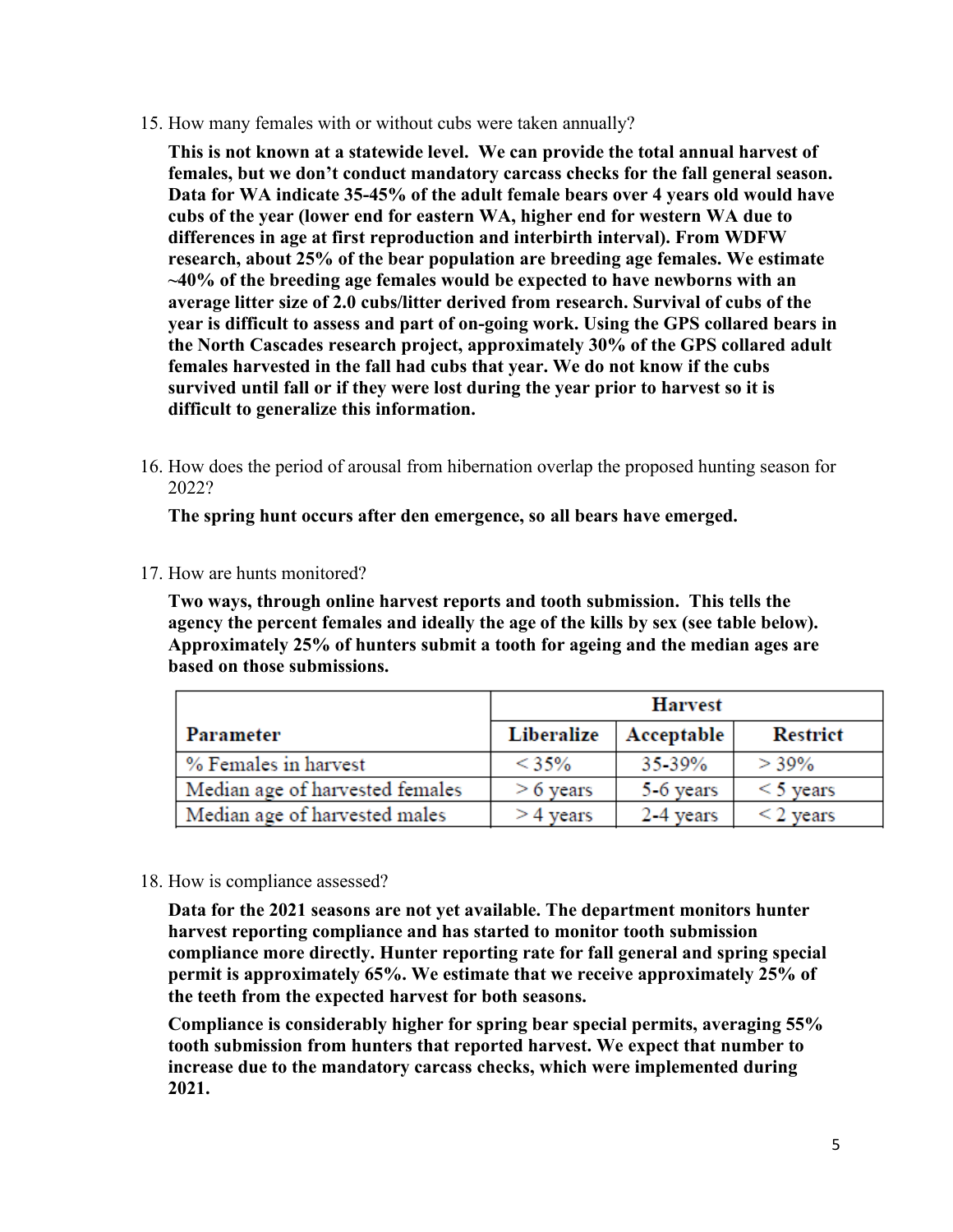15. How many females with or without cubs were taken annually?

    **This is not known at a statewide level. We can provide the total annual harvest of females, but we don't conduct mandatory carcass checks for the fall general season. Data for WA indicate 35-45% of the adult female bears over 4 years old would have cubs of the year (lower end for eastern WA, higher end for western WA due to differences in age at first reproduction and interbirth interval). From WDFW research, about 25% of the bear population are breeding age females. We estimate ~40% of the breeding age females would be expected to have newborns with an average litter size of 2.0 cubs/litter derived from research. Survival of cubs of the year is difficult to assess and part of on-going work. Using the GPS collared bears in the North Cascades research project, approximately 30% of the GPS collared adult females harvested in the fall had cubs that year. We do not know if the cubs survived until fall or if they were lost during the year prior to harvest so it is difficult to generalize this information.**

16. How does the period of arousal from hibernation overlap the proposed hunting season for 2022?

    **The spring hunt occurs after den emergence, so all bears have emerged.**

17. How are hunts monitored?

    **Two ways, through online harvest reports and tooth submission. This tells the agency the percent females and ideally the age of the kills by sex (see table below). Approximately 25% of hunters submit a tooth for ageing and the median ages are based on those submissions.**

| Parameter | Harvest | | |
|---|---|---|---|
| | **Liberalize** | **Acceptable** | **Restrict** |
| % Females in harvest | < 35% | 35-39% | > 39% |
| Median age of harvested females | > 6 years | 5-6 years | < 5 years |
| Median age of harvested males | > 4 years | 2-4 years | < 2 years |

18. How is compliance assessed?

    **Data for the 2021 seasons are not yet available. The department monitors hunter harvest reporting compliance and has started to monitor tooth submission compliance more directly. Hunter reporting rate for fall general and spring special permit is approximately 65%. We estimate that we receive approximately 25% of the teeth from the expected harvest for both seasons.**

    **Compliance is considerably higher for spring bear special permits, averaging 55% tooth submission from hunters that reported harvest. We expect that number to increase due to the mandatory carcass checks, which were implemented during 2021.**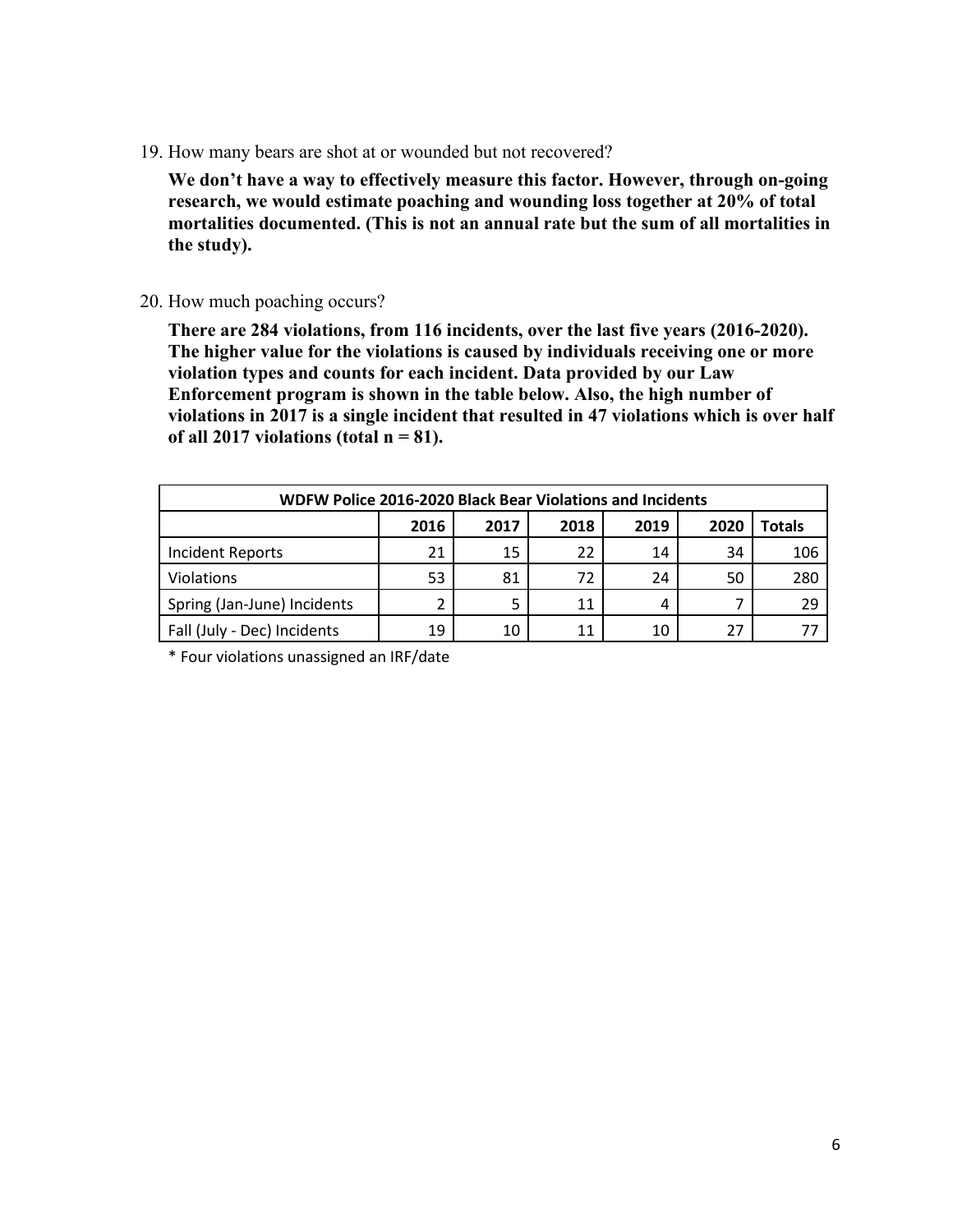19. How many bears are shot at or wounded but not recovered?

    **We don't have a way to effectively measure this factor. However, through on-going research, we would estimate poaching and wounding loss together at 20% of total mortalities documented. (This is not an annual rate but the sum of all mortalities in the study).**

20. How much poaching occurs?

    **There are 284 violations, from 116 incidents, over the last five years (2016-2020). The higher value for the violations is caused by individuals receiving one or more violation types and counts for each incident. Data provided by our Law Enforcement program is shown in the table below. Also, the high number of violations in 2017 is a single incident that resulted in 47 violations which is over half of all 2017 violations (total n = 81).**

| WDFW Police 2016-2020 Black Bear Violations and Incidents | | | | | | |
|---|---|---|---|---|---|---|
| | **2016** | **2017** | **2018** | **2019** | **2020** | **Totals** |
| Incident Reports | 21 | 15 | 22 | 14 | 34 | 106 |
| Violations | 53 | 81 | 72 | 24 | 50 | 280 |
| Spring (Jan-June) Incidents | 2 | 5 | 11 | 4 | 7 | 29 |
| Fall (July - Dec) Incidents | 19 | 10 | 11 | 10 | 27 | 77 |

* Four violations unassigned an IRF/date